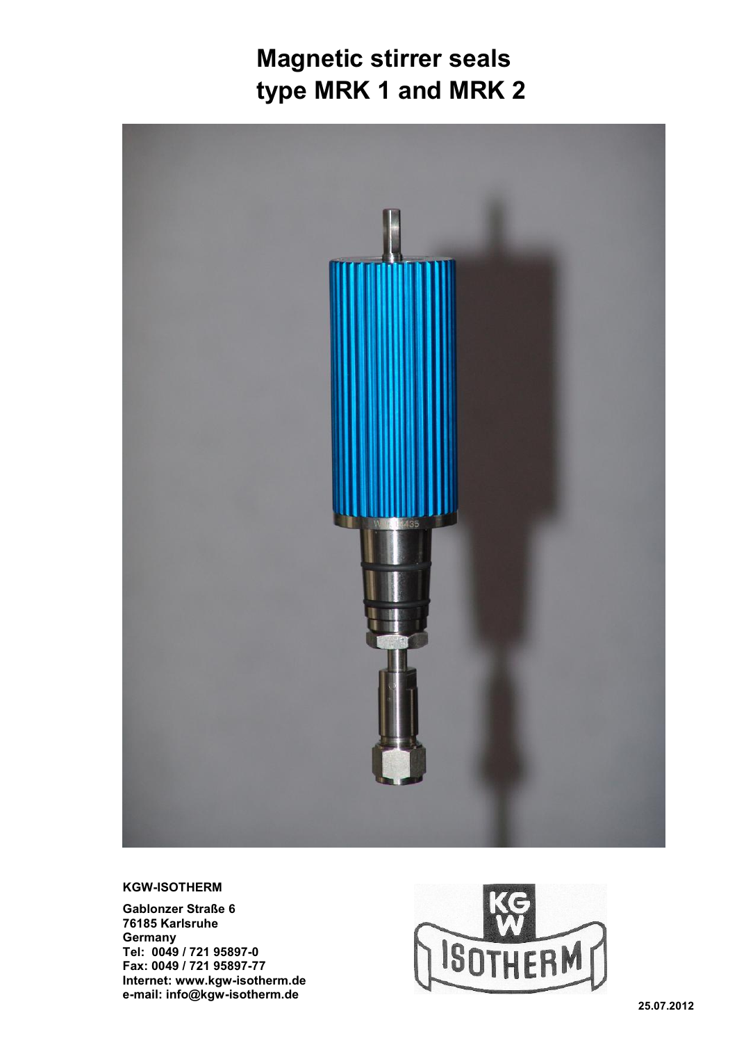# Magnetic stirrer seals type MRK 1 and MRK 2

**KGW-ISOTHERM**

**Gablonzer Straße 6**
**76185 Karlsruhe**
**Germany**
**Tel: 0049 / 721 95897-0**
**Fax: 0049 / 721 95897-77**
**Internet: www.kgw-isotherm.de**
**e-mail: info@kgw-isotherm.de**

**25.07.2012**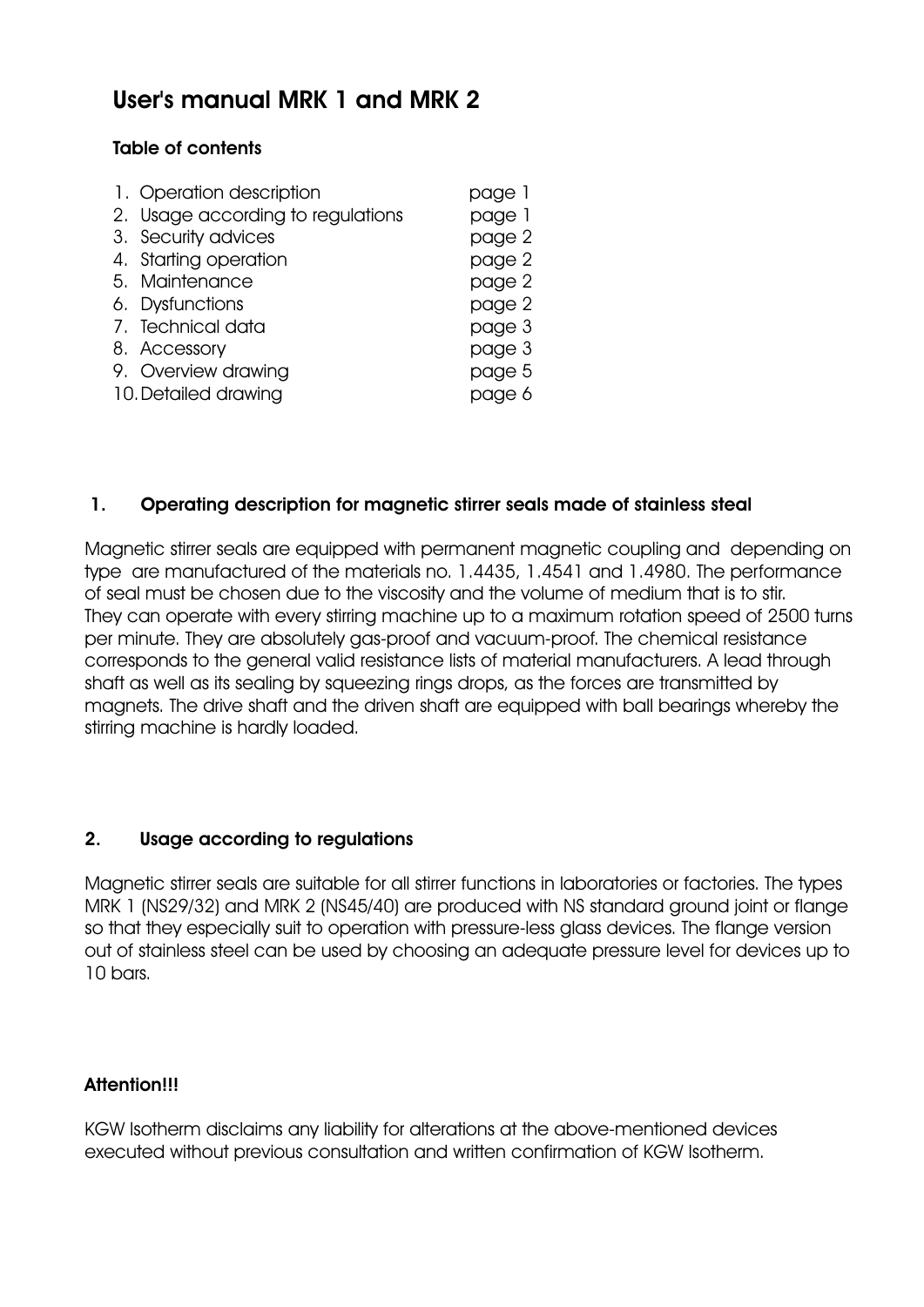# User's manual MRK 1 and MRK 2

### Table of contents

| | |
|---|---|
| 1. Operation description | page 1 |
| 2. Usage according to regulations | page 1 |
| 3. Security advices | page 2 |
| 4. Starting operation | page 2 |
| 5. Maintenance | page 2 |
| 6. Dysfunctions | page 2 |
| 7. Technical data | page 3 |
| 8. Accessory | page 3 |
| 9. Overview drawing | page 5 |
| 10. Detailed drawing | page 6 |

## 1. Operating description for magnetic stirrer seals made of stainless steal

Magnetic stirrer seals are equipped with permanent magnetic coupling and depending on type are manufactured of the materials no. 1.4435, 1.4541 and 1.4980. The performance of seal must be chosen due to the viscosity and the volume of medium that is to stir. They can operate with every stirring machine up to a maximum rotation speed of 2500 turns per minute. They are absolutely gas-proof and vacuum-proof. The chemical resistance corresponds to the general valid resistance lists of material manufacturers. A lead through shaft as well as its sealing by squeezing rings drops, as the forces are transmitted by magnets. The drive shaft and the driven shaft are equipped with ball bearings whereby the stirring machine is hardly loaded.

## 2. Usage according to regulations

Magnetic stirrer seals are suitable for all stirrer functions in laboratories or factories. The types MRK 1 (NS29/32) and MRK 2 (NS45/40) are produced with NS standard ground joint or flange so that they especially suit to operation with pressure-less glass devices. The flange version out of stainless steel can be used by choosing an adequate pressure level for devices up to 10 bars.

**Attention!!!**

KGW Isotherm disclaims any liability for alterations at the above-mentioned devices executed without previous consultation and written confirmation of KGW Isotherm.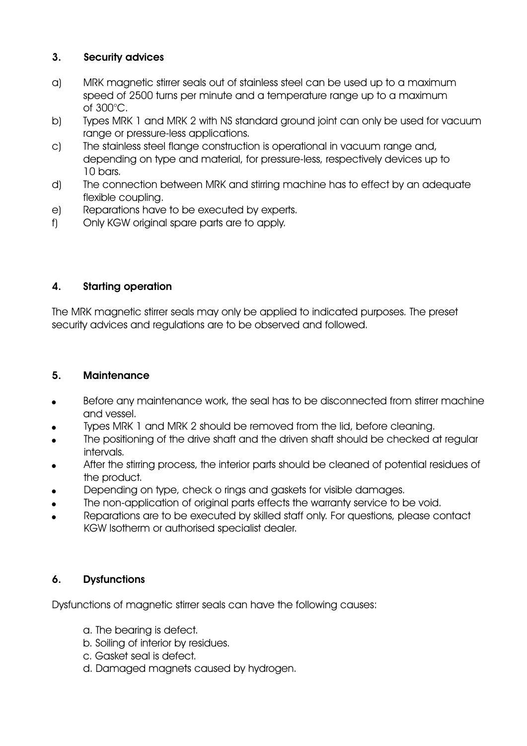## 3. Security advices

a) MRK magnetic stirrer seals out of stainless steel can be used up to a maximum speed of 2500 turns per minute and a temperature range up to a maximum of 300°C.

b) Types MRK 1 and MRK 2 with NS standard ground joint can only be used for vacuum range or pressure-less applications.

c) The stainless steel flange construction is operational in vacuum range and, depending on type and material, for pressure-less, respectively devices up to 10 bars.

d) The connection between MRK and stirring machine has to effect by an adequate flexible coupling.

e) Reparations have to be executed by experts.

f) Only KGW original spare parts are to apply.

## 4. Starting operation

The MRK magnetic stirrer seals may only be applied to indicated purposes. The preset security advices and regulations are to be observed and followed.

## 5. Maintenance

- Before any maintenance work, the seal has to be disconnected from stirrer machine and vessel.
- Types MRK 1 and MRK 2 should be removed from the lid, before cleaning.
- The positioning of the drive shaft and the driven shaft should be checked at regular intervals.
- After the stirring process, the interior parts should be cleaned of potential residues of the product.
- Depending on type, check o rings and gaskets for visible damages.
- The non-application of original parts effects the warranty service to be void.
- Reparations are to be executed by skilled staff only. For questions, please contact KGW Isotherm or authorised specialist dealer.

## 6. Dysfunctions

Dysfunctions of magnetic stirrer seals can have the following causes:

a. The bearing is defect.
b. Soiling of interior by residues.
c. Gasket seal is defect.
d. Damaged magnets caused by hydrogen.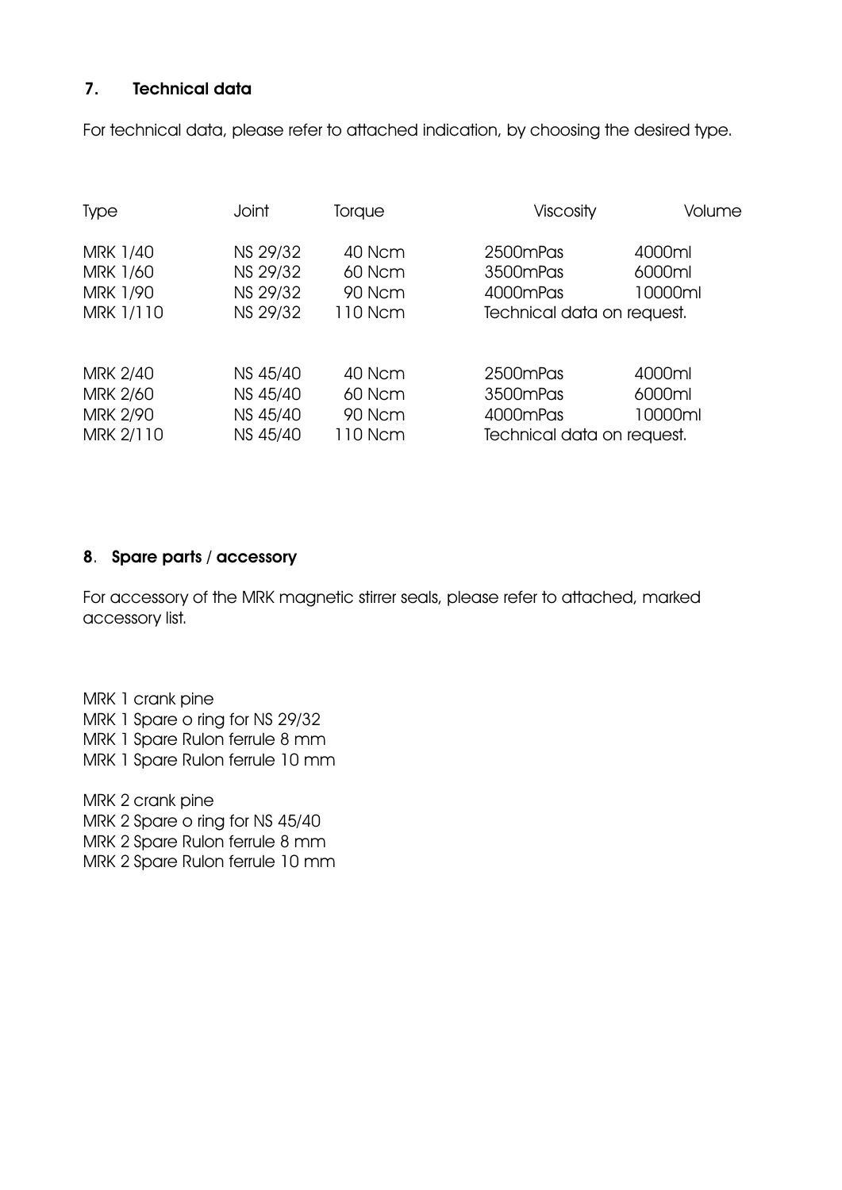## 7. Technical data

For technical data, please refer to attached indication, by choosing the desired type.

| Type | Joint | Torque | Viscosity | Volume |
|---|---|---|---|---|
| MRK 1/40 | NS 29/32 | 40 Ncm | 2500mPas | 4000ml |
| MRK 1/60 | NS 29/32 | 60 Ncm | 3500mPas | 6000ml |
| MRK 1/90 | NS 29/32 | 90 Ncm | 4000mPas | 10000ml |
| MRK 1/110 | NS 29/32 | 110 Ncm | Technical data on request. | |
| MRK 2/40 | NS 45/40 | 40 Ncm | 2500mPas | 4000ml |
| MRK 2/60 | NS 45/40 | 60 Ncm | 3500mPas | 6000ml |
| MRK 2/90 | NS 45/40 | 90 Ncm | 4000mPas | 10000ml |
| MRK 2/110 | NS 45/40 | 110 Ncm | Technical data on request. | |

## 8. Spare parts / accessory

For accessory of the MRK magnetic stirrer seals, please refer to attached, marked accessory list.

MRK 1 crank pine  
MRK 1 Spare o ring for NS 29/32  
MRK 1 Spare Rulon ferrule 8 mm  
MRK 1 Spare Rulon ferrule 10 mm

MRK 2 crank pine  
MRK 2 Spare o ring for NS 45/40  
MRK 2 Spare Rulon ferrule 8 mm  
MRK 2 Spare Rulon ferrule 10 mm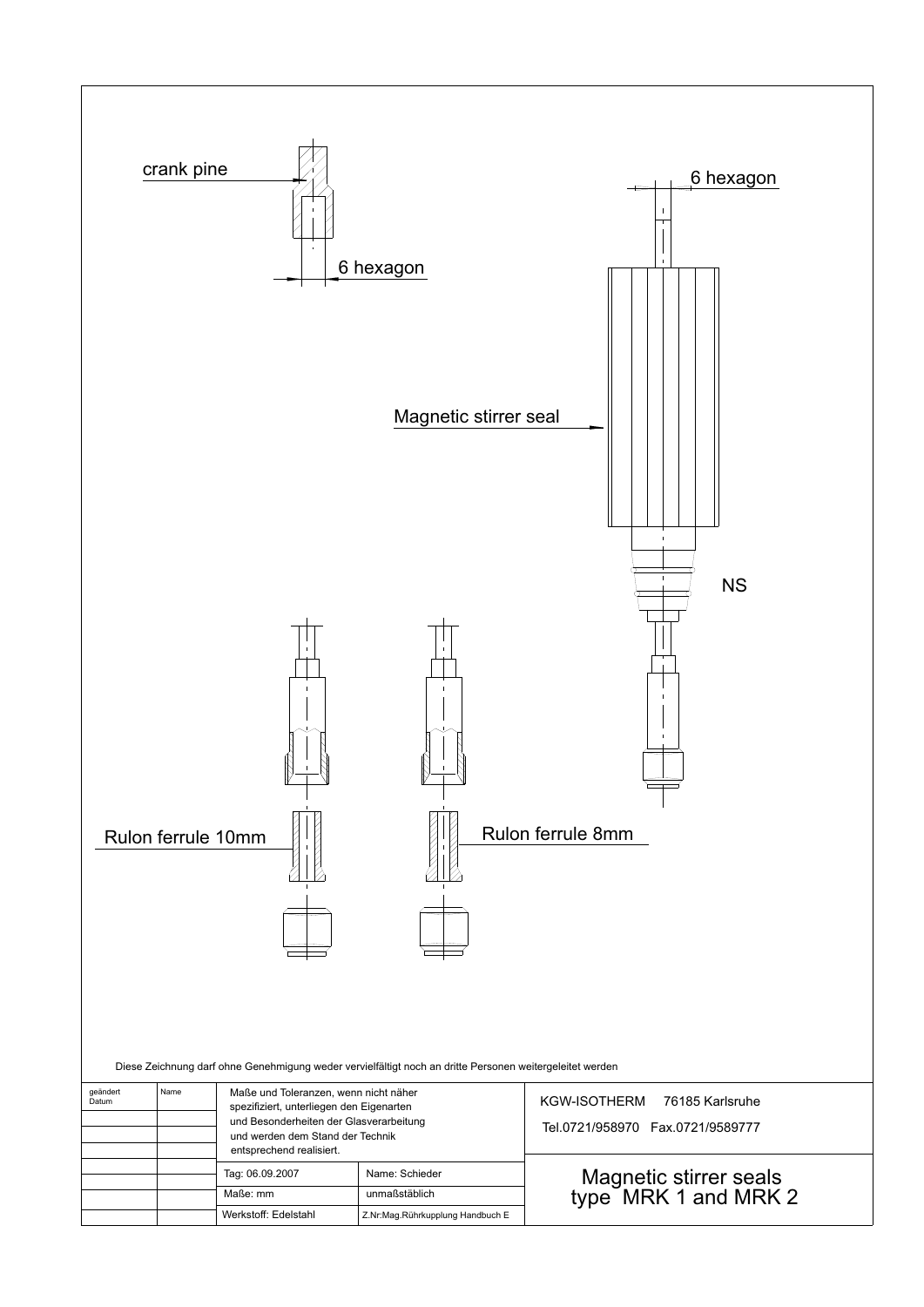crank pine

6 hexagon

6 hexagon

Magnetic stirrer seal

NS

Rulon ferrule 10mm

Rulon ferrule 8mm

Diese Zeichnung darf ohne Genehmigung weder vervielfältigt noch an dritte Personen weitergeleitet werden

| geändert Datum | Name | Maße und Toleranzen, wenn nicht näher spezifiziert, unterliegen den Eigenarten und Besonderheiten der Glasverarbeitung und werden dem Stand der Technik entsprechend realisiert. | | KGW-ISOTHERM 76185 Karlsruhe Tel.0721/958970 Fax.0721/9589777 |
|---|---|---|---|---|
| | | Tag: 06.09.2007 | Name: Schieder | Magnetic stirrer seals type MRK 1 and MRK 2 |
| | | Maße: mm | unmaßstäblich | |
| | | Werkstoff: Edelstahl | Z.Nr:Mag.Rührkupplung Handbuch E | |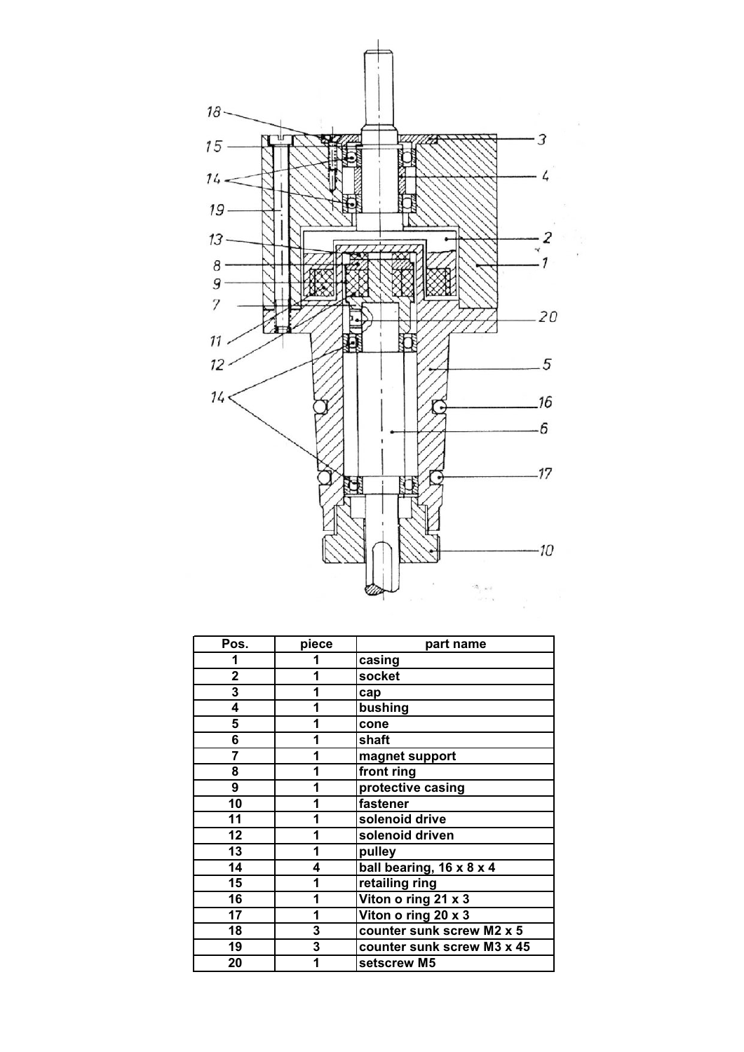| Pos. | piece | part name |
|---|---|---|
| 1 | 1 | casing |
| 2 | 1 | socket |
| 3 | 1 | cap |
| 4 | 1 | bushing |
| 5 | 1 | cone |
| 6 | 1 | shaft |
| 7 | 1 | magnet support |
| 8 | 1 | front ring |
| 9 | 1 | protective casing |
| 10 | 1 | fastener |
| 11 | 1 | solenoid drive |
| 12 | 1 | solenoid driven |
| 13 | 1 | pulley |
| 14 | 4 | ball bearing, 16 x 8 x 4 |
| 15 | 1 | retailing ring |
| 16 | 1 | Viton o ring 21 x 3 |
| 17 | 1 | Viton o ring 20 x 3 |
| 18 | 3 | counter sunk screw M2 x 5 |
| 19 | 3 | counter sunk screw M3 x 45 |
| 20 | 1 | setscrew M5 |